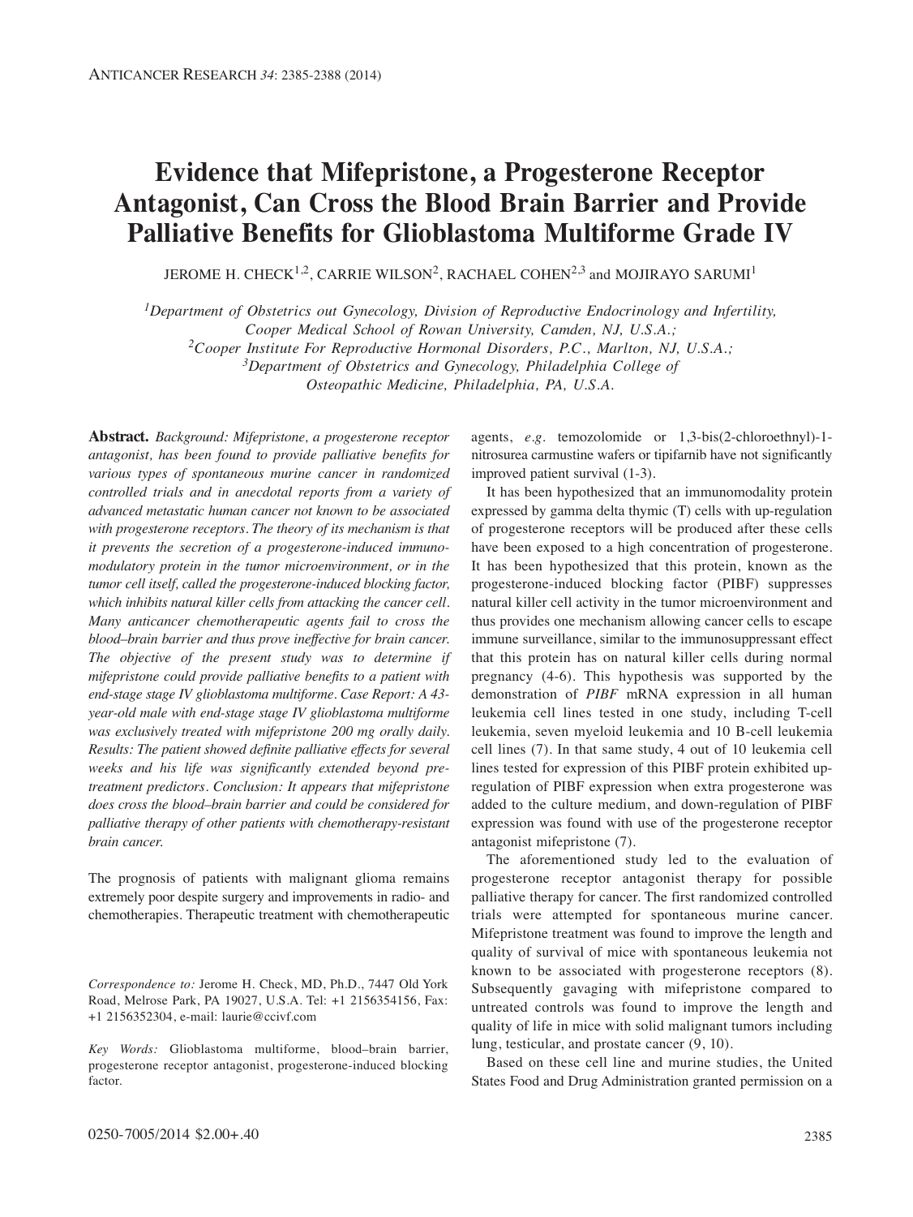# Evidence that Mifepristone, a Progesterone Receptor Antagonist, Can Cross the Blood Brain Barrier and Provide Palliative Benefits for Glioblastoma Multiforme Grade IV

JEROME H. CHECK[1,2], CARRIE WILSON[2], RACHAEL COHEN[2,3] and MOJIRAYO SARUMI[1]

[1]Department of Obstetrics out Gynecology, Division of Reproductive Endocrinology and Infertility, Cooper Medical School of Rowan University, Camden, NJ, U.S.A.;
[2]Cooper Institute For Reproductive Hormonal Disorders, P.C., Marlton, NJ, U.S.A.;
[3]Department of Obstetrics and Gynecology, Philadelphia College of Osteopathic Medicine, Philadelphia, PA, U.S.A.

**Abstract.** *Background: Mifepristone, a progesterone receptor antagonist, has been found to provide palliative benefits for various types of spontaneous murine cancer in randomized controlled trials and in anecdotal reports from a variety of advanced metastatic human cancer not known to be associated with progesterone receptors. The theory of its mechanism is that it prevents the secretion of a progesterone-induced immunomodulatory protein in the tumor microenvironment, or in the tumor cell itself, called the progesterone-induced blocking factor, which inhibits natural killer cells from attacking the cancer cell. Many anticancer chemotherapeutic agents fail to cross the blood–brain barrier and thus prove ineffective for brain cancer. The objective of the present study was to determine if mifepristone could provide palliative benefits to a patient with end-stage stage IV glioblastoma multiforme. Case Report: A 43-year-old male with end-stage stage IV glioblastoma multiforme was exclusively treated with mifepristone 200 mg orally daily. Results: The patient showed definite palliative effects for several weeks and his life was significantly extended beyond pre-treatment predictors. Conclusion: It appears that mifepristone does cross the blood–brain barrier and could be considered for palliative therapy of other patients with chemotherapy-resistant brain cancer.*

The prognosis of patients with malignant glioma remains extremely poor despite surgery and improvements in radio- and chemotherapies. Therapeutic treatment with chemotherapeutic agents, *e.g.* temozolomide or 1,3-bis(2-chloroethnyl)-1-nitrosurea carmustine wafers or tipifarnib have not significantly improved patient survival (1-3).

It has been hypothesized that an immunomodality protein expressed by gamma delta thymic (T) cells with up-regulation of progesterone receptors will be produced after these cells have been exposed to a high concentration of progesterone. It has been hypothesized that this protein, known as the progesterone-induced blocking factor (PIBF) suppresses natural killer cell activity in the tumor microenvironment and thus provides one mechanism allowing cancer cells to escape immune surveillance, similar to the immunosuppressant effect that this protein has on natural killer cells during normal pregnancy (4-6). This hypothesis was supported by the demonstration of *PIBF* mRNA expression in all human leukemia cell lines tested in one study, including T-cell leukemia, seven myeloid leukemia and 10 B-cell leukemia cell lines (7). In that same study, 4 out of 10 leukemia cell lines tested for expression of this PIBF protein exhibited up-regulation of PIBF expression when extra progesterone was added to the culture medium, and down-regulation of PIBF expression was found with use of the progesterone receptor antagonist mifepristone (7).

The aforementioned study led to the evaluation of progesterone receptor antagonist therapy for possible palliative therapy for cancer. The first randomized controlled trials were attempted for spontaneous murine cancer. Mifepristone treatment was found to improve the length and quality of survival of mice with spontaneous leukemia not known to be associated with progesterone receptors (8). Subsequently gavaging with mifepristone compared to untreated controls was found to improve the length and quality of life in mice with solid malignant tumors including lung, testicular, and prostate cancer (9, 10).

Based on these cell line and murine studies, the United States Food and Drug Administration granted permission on a

*Correspondence to:* Jerome H. Check, MD, Ph.D., 7447 Old York Road, Melrose Park, PA 19027, U.S.A. Tel: +1 2156354156, Fax: +1 2156352304, e-mail: laurie@ccivf.com

*Key Words:* Glioblastoma multiforme, blood–brain barrier, progesterone receptor antagonist, progesterone-induced blocking factor.

0250-7005/2014 $2.00+.40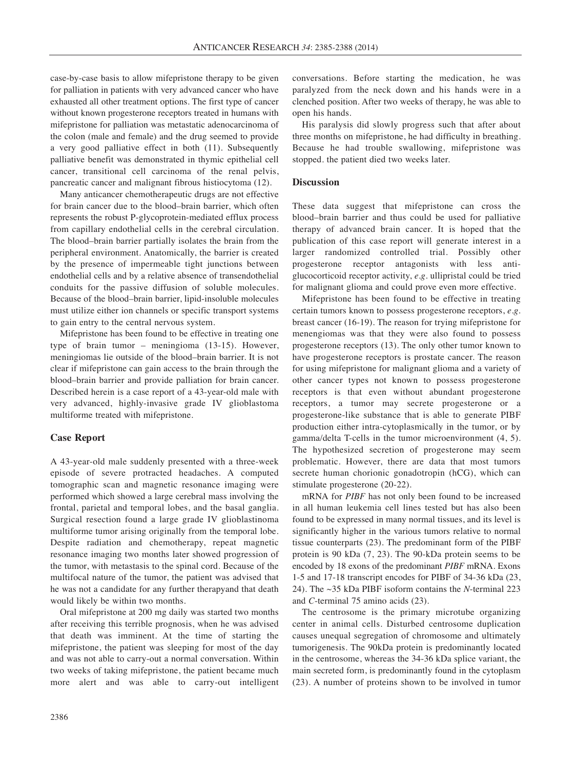case-by-case basis to allow mifepristone therapy to be given for palliation in patients with very advanced cancer who have exhausted all other treatment options. The first type of cancer without known progesterone receptors treated in humans with mifepristone for palliation was metastatic adenocarcinoma of the colon (male and female) and the drug seemed to provide a very good palliative effect in both (11). Subsequently palliative benefit was demonstrated in thymic epithelial cell cancer, transitional cell carcinoma of the renal pelvis, pancreatic cancer and malignant fibrous histiocytoma (12).

Many anticancer chemotherapeutic drugs are not effective for brain cancer due to the blood–brain barrier, which often represents the robust P-glycoprotein-mediated efflux process from capillary endothelial cells in the cerebral circulation. The blood–brain barrier partially isolates the brain from the peripheral environment. Anatomically, the barrier is created by the presence of impermeable tight junctions between endothelial cells and by a relative absence of transendothelial conduits for the passive diffusion of soluble molecules. Because of the blood–brain barrier, lipid-insoluble molecules must utilize either ion channels or specific transport systems to gain entry to the central nervous system.

Mifepristone has been found to be effective in treating one type of brain tumor – meningioma (13-15). However, meningiomas lie outside of the blood–brain barrier. It is not clear if mifepristone can gain access to the brain through the blood–brain barrier and provide palliation for brain cancer. Described herein is a case report of a 43-year-old male with very advanced, highly-invasive grade IV glioblastoma multiforme treated with mifepristone.

## Case Report

A 43-year-old male suddenly presented with a three-week episode of severe protracted headaches. A computed tomographic scan and magnetic resonance imaging were performed which showed a large cerebral mass involving the frontal, parietal and temporal lobes, and the basal ganglia. Surgical resection found a large grade IV glioblastinoma multiforme tumor arising originally from the temporal lobe. Despite radiation and chemotherapy, repeat magnetic resonance imaging two months later showed progression of the tumor, with metastasis to the spinal cord. Because of the multifocal nature of the tumor, the patient was advised that he was not a candidate for any further therapyand that death would likely be within two months.

Oral mifepristone at 200 mg daily was started two months after receiving this terrible prognosis, when he was advised that death was imminent. At the time of starting the mifepristone, the patient was sleeping for most of the day and was not able to carry-out a normal conversation. Within two weeks of taking mifepristone, the patient became much more alert and was able to carry-out intelligent conversations. Before starting the medication, he was paralyzed from the neck down and his hands were in a clenched position. After two weeks of therapy, he was able to open his hands.

His paralysis did slowly progress such that after about three months on mifepristone, he had difficulty in breathing. Because he had trouble swallowing, mifepristone was stopped. the patient died two weeks later.

## Discussion

These data suggest that mifepristone can cross the blood–brain barrier and thus could be used for palliative therapy of advanced brain cancer. It is hoped that the publication of this case report will generate interest in a larger randomized controlled trial. Possibly other progesterone receptor antagonists with less anti-glucocorticoid receptor activity, *e.g.* ulliprístal could be tried for malignant glioma and could prove even more effective.

Mifepristone has been found to be effective in treating certain tumors known to possess progesterone receptors, *e.g.* breast cancer (16-19). The reason for trying mifepristone for menengiomas was that they were also found to possess progesterone receptors (13). The only other tumor known to have progesterone receptors is prostate cancer. The reason for using mifepristone for malignant glioma and a variety of other cancer types not known to possess progesterone receptors is that even without abundant progesterone receptors, a tumor may secrete progesterone or a progesterone-like substance that is able to generate PIBF production either intra-cytoplasmically in the tumor, or by gamma/delta T-cells in the tumor microenvironment (4, 5). The hypothesized secretion of progesterone may seem problematic. However, there are data that most tumors secrete human chorionic gonadotropin (hCG), which can stimulate progesterone (20-22).

mRNA for *PIBF* has not only been found to be increased in all human leukemia cell lines tested but has also been found to be expressed in many normal tissues, and its level is significantly higher in the various tumors relative to normal tissue counterparts (23). The predominant form of the PIBF protein is 90 kDa (7, 23). The 90-kDa protein seems to be encoded by 18 exons of the predominant *PIBF* mRNA. Exons 1-5 and 17-18 transcript encodes for PIBF of 34-36 kDa (23, 24). The ~35 kDa PIBF isoform contains the *N*-terminal 223 and *C*-terminal 75 amino acids (23).

The centrosome is the primary microtube organizing center in animal cells. Disturbed centrosome duplication causes unequal segregation of chromosome and ultimately tumorigenesis. The 90kDa protein is predominantly located in the centrosome, whereas the 34-36 kDa splice variant, the main secreted form, is predominantly found in the cytoplasm (23). A number of proteins shown to be involved in tumor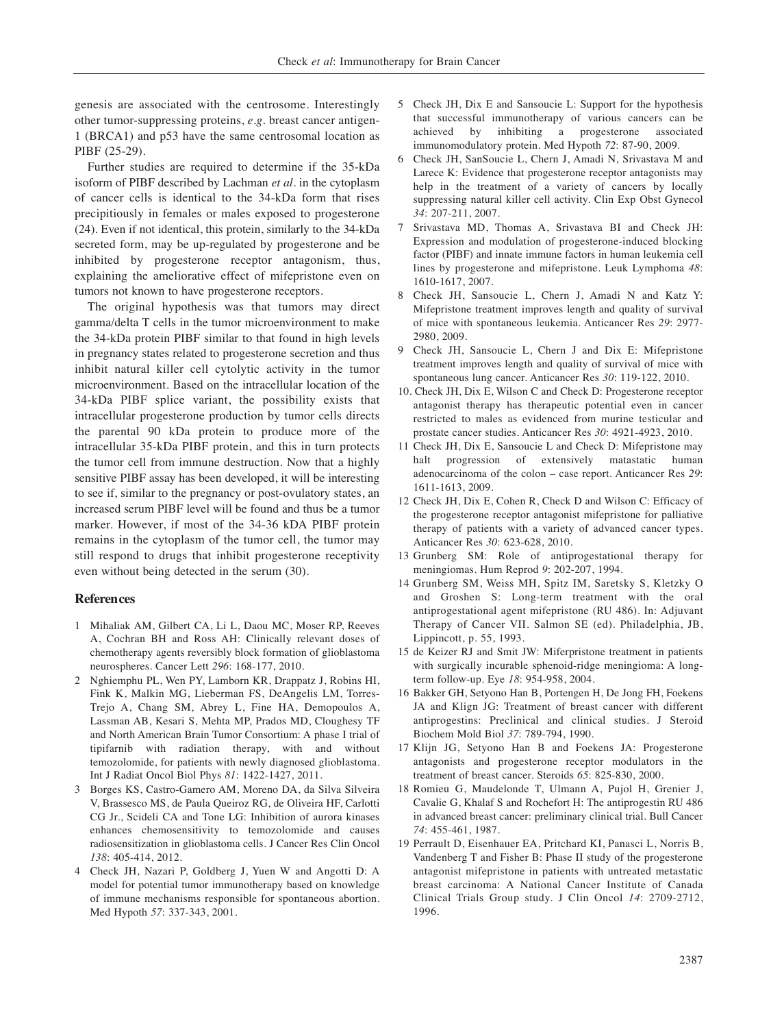genesis are associated with the centrosome. Interestingly other tumor-suppressing proteins, *e.g.* breast cancer antigen-1 (BRCA1) and p53 have the same centrosomal location as PIBF (25-29).

Further studies are required to determine if the 35-kDa isoform of PIBF described by Lachman *et al.* in the cytoplasm of cancer cells is identical to the 34-kDa form that rises precipitiously in females or males exposed to progesterone (24). Even if not identical, this protein, similarly to the 34-kDa secreted form, may be up-regulated by progesterone and be inhibited by progesterone receptor antagonism, thus, explaining the ameliorative effect of mifepristone even on tumors not known to have progesterone receptors.

The original hypothesis was that tumors may direct gamma/delta T cells in the tumor microenvironment to make the 34-kDa protein PIBF similar to that found in high levels in pregnancy states related to progesterone secretion and thus inhibit natural killer cell cytolytic activity in the tumor microenvironment. Based on the intracellular location of the 34-kDa PIBF splice variant, the possibility exists that intracellular progesterone production by tumor cells directs the parental 90 kDa protein to produce more of the intracellular 35-kDa PIBF protein, and this in turn protects the tumor cell from immune destruction. Now that a highly sensitive PIBF assay has been developed, it will be interesting to see if, similar to the pregnancy or post-ovulatory states, an increased serum PIBF level will be found and thus be a tumor marker. However, if most of the 34-36 kDA PIBF protein remains in the cytoplasm of the tumor cell, the tumor may still respond to drugs that inhibit progesterone receptivity even without being detected in the serum (30).

## References

1 Mihaliak AM, Gilbert CA, Li L, Daou MC, Moser RP, Reeves A, Cochran BH and Ross AH: Clinically relevant doses of chemotherapy agents reversibly block formation of glioblastoma neurospheres. Cancer Lett *296*: 168-177, 2010.

2 Nghiemphu PL, Wen PY, Lamborn KR, Drappatz J, Robins HI, Fink K, Malkin MG, Lieberman FS, DeAngelis LM, Torres-Trejo A, Chang SM, Abrey L, Fine HA, Demopoulos A, Lassman AB, Kesari S, Mehta MP, Prados MD, Cloughesy TF and North American Brain Tumor Consortium: A phase I trial of tipifarnib with radiation therapy, with and without temozolomide, for patients with newly diagnosed glioblastoma. Int J Radiat Oncol Biol Phys *81*: 1422-1427, 2011.

3 Borges KS, Castro-Gamero AM, Moreno DA, da Silva Silveira V, Brassesco MS, de Paula Queiroz RG, de Oliveira HF, Carlotti CG Jr., Scideli CA and Tone LG: Inhibition of aurora kinases enhances chemosensitivity to temozolomide and causes radiosensitization in glioblastoma cells. J Cancer Res Clin Oncol *138*: 405-414, 2012.

4 Check JH, Nazari P, Goldberg J, Yuen W and Angotti D: A model for potential tumor immunotherapy based on knowledge of immune mechanisms responsible for spontaneous abortion. Med Hypoth *57*: 337-343, 2001.

5 Check JH, Dix E and Sansoucie L: Support for the hypothesis that successful immunotherapy of various cancers can be achieved by inhibiting a progesterone associated immunomodulatory protein. Med Hypoth *72*: 87-90, 2009.

6 Check JH, SanSoucie L, Chern J, Amadi N, Srivastava M and Larece K: Evidence that progesterone receptor antagonists may help in the treatment of a variety of cancers by locally suppressing natural killer cell activity. Clin Exp Obst Gynecol *34*: 207-211, 2007.

7 Srivastava MD, Thomas A, Srivastava BI and Check JH: Expression and modulation of progesterone-induced blocking factor (PIBF) and innate immune factors in human leukemia cell lines by progesterone and mifepristone. Leuk Lymphoma *48*: 1610-1617, 2007.

8 Check JH, Sansoucie L, Chern J, Amadi N and Katz Y: Mifepristone treatment improves length and quality of survival of mice with spontaneous leukemia. Anticancer Res *29*: 2977-2980, 2009.

9 Check JH, Sansoucie L, Chern J and Dix E: Mifepristone treatment improves length and quality of survival of mice with spontaneous lung cancer. Anticancer Res *30*: 119-122, 2010.

10. Check JH, Dix E, Wilson C and Check D: Progesterone receptor antagonist therapy has therapeutic potential even in cancer restricted to males as evidenced from murine testicular and prostate cancer studies. Anticancer Res *30*: 4921-4923, 2010.

11 Check JH, Dix E, Sansoucie L and Check D: Mifepristone may halt progression of extensively matastatic human adenocarcinoma of the colon – case report. Anticancer Res *29*: 1611-1613, 2009.

12 Check JH, Dix E, Cohen R, Check D and Wilson C: Efficacy of the progesterone receptor antagonist mifepristone for palliative therapy of patients with a variety of advanced cancer types. Anticancer Res *30*: 623-628, 2010.

13 Grunberg SM: Role of antiprogestational therapy for meningiomas. Hum Reprod *9*: 202-207, 1994.

14 Grunberg SM, Weiss MH, Spitz IM, Saretsky S, Kletzky O and Groshen S: Long-term treatment with the oral antiprogestational agent mifepristone (RU 486). In: Adjuvant Therapy of Cancer VII. Salmon SE (ed). Philadelphia, JB, Lippincott, p. 55, 1993.

15 de Keizer RJ and Smit JW: Miferpristone treatment in patients with surgically incurable sphenoid-ridge meningioma: A long-term follow-up. Eye *18*: 954-958, 2004.

16 Bakker GH, Setyono Han B, Portengen H, De Jong FH, Foekens JA and Klign JG: Treatment of breast cancer with different antiprogestins: Preclinical and clinical studies. J Steroid Biochem Mold Biol *37*: 789-794, 1990.

17 Klijn JG, Setyono Han B and Foekens JA: Progesterone antagonists and progesterone receptor modulators in the treatment of breast cancer. Steroids *65*: 825-830, 2000.

18 Romieu G, Maudelonde T, Ulmann A, Pujol H, Grenier J, Cavalie G, Khalaf S and Rochefort H: The antiprogestin RU 486 in advanced breast cancer: preliminary clinical trial. Bull Cancer *74*: 455-461, 1987.

19 Perrault D, Eisenhauer EA, Pritchard KI, Panasci L, Norris B, Vandenberg T and Fisher B: Phase II study of the progesterone antagonist mifepristone in patients with untreated metastatic breast carcinoma: A National Cancer Institute of Canada Clinical Trials Group study. J Clin Oncol *14*: 2709-2712, 1996.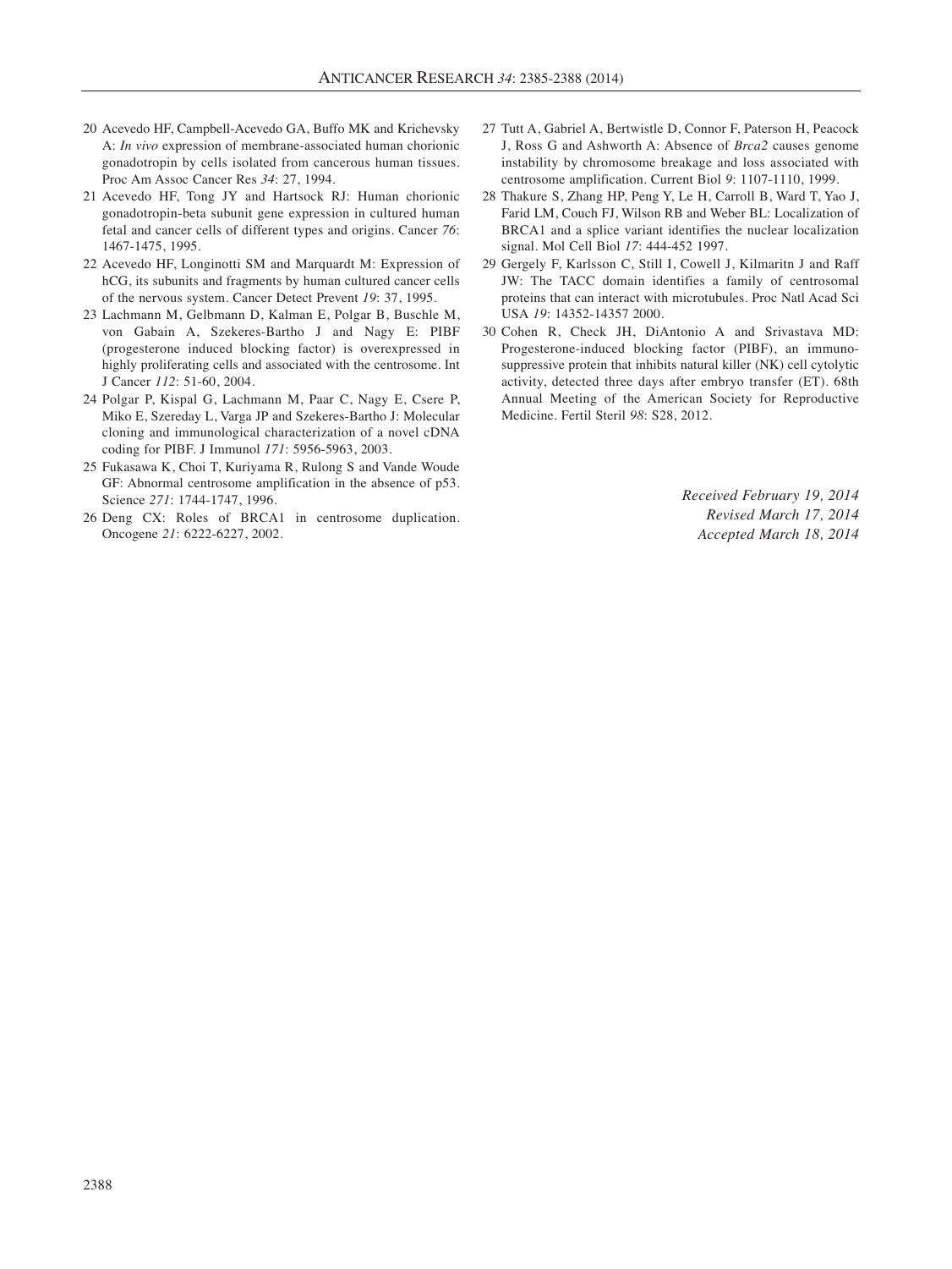20 Acevedo HF, Campbell-Acevedo GA, Buffo MK and Krichevsky A: *In vivo* expression of membrane-associated human chorionic gonadotropin by cells isolated from cancerous human tissues. Proc Am Assoc Cancer Res *34*: 27, 1994.

21 Acevedo HF, Tong JY and Hartsock RJ: Human chorionic gonadotropin-beta subunit gene expression in cultured human fetal and cancer cells of different types and origins. Cancer *76*: 1467-1475, 1995.

22 Acevedo HF, Longinotti SM and Marquardt M: Expression of hCG, its subunits and fragments by human cultured cancer cells of the nervous system. Cancer Detect Prevent *19*: 37, 1995.

23 Lachmann M, Gelbmann D, Kalman E, Polgar B, Buschle M, von Gabain A, Szekeres-Bartho J and Nagy E: PIBF (progesterone induced blocking factor) is overexpressed in highly proliferating cells and associated with the centrosome. Int J Cancer *112*: 51-60, 2004.

24 Polgar P, Kispal G, Lachmann M, Paar C, Nagy E, Csere P, Miko E, Szereday L, Varga JP and Szekeres-Bartho J: Molecular cloning and immunological characterization of a novel cDNA coding for PIBF. J Immunol *171*: 5956-5963, 2003.

25 Fukasawa K, Choi T, Kuriyama R, Rulong S and Vande Woude GF: Abnormal centrosome amplification in the absence of p53. Science *271*: 1744-1747, 1996.

26 Deng CX: Roles of BRCA1 in centrosome duplication. Oncogene *21*: 6222-6227, 2002.

27 Tutt A, Gabriel A, Bertwistle D, Connor F, Paterson H, Peacock J, Ross G and Ashworth A: Absence of *Brca2* causes genome instability by chromosome breakage and loss associated with centrosome amplification. Current Biol *9*: 1107-1110, 1999.

28 Thakure S, Zhang HP, Peng Y, Le H, Carroll B, Ward T, Yao J, Farid LM, Couch FJ, Wilson RB and Weber BL: Localization of BRCA1 and a splice variant identifies the nuclear localization signal. Mol Cell Biol *17*: 444-452 1997.

29 Gergely F, Karlsson C, Still I, Cowell J, Kilmaritn J and Raff JW: The TACC domain identifies a family of centrosomal proteins that can interact with microtubules. Proc Natl Acad Sci USA *19*: 14352-14357 2000.

30 Cohen R, Check JH, DiAntonio A and Srivastava MD: Progesterone-induced blocking factor (PIBF), an immunosuppressive protein that inhibits natural killer (NK) cell cytolytic activity, detected three days after embryo transfer (ET). 68th Annual Meeting of the American Society for Reproductive Medicine. Fertil Steril *98*: S28, 2012.

*Received February 19, 2014*
*Revised March 17, 2014*
*Accepted March 18, 2014*